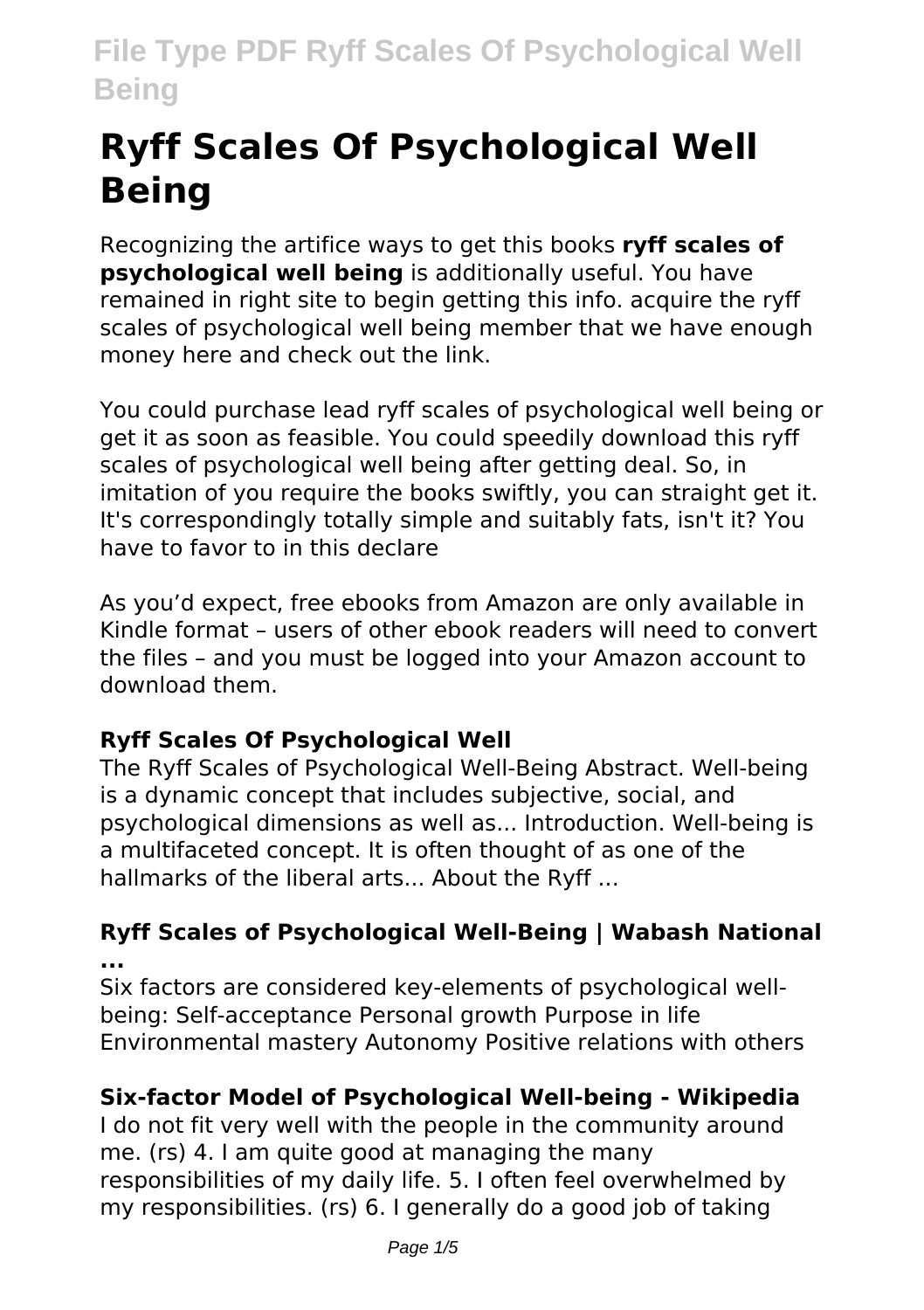# Ryff Scales Of Psychological Well Being

Recognizing the artifice ways to get this books **ryff scales of psychological well being** is additionally useful. You have remained in right site to begin getting this info. acquire the ryff scales of psychological well being member that we have enough money here and check out the link.

You could purchase lead ryff scales of psychological well being or get it as soon as feasible. You could speedily download this ryff scales of psychological well being after getting deal. So, in imitation of you require the books swiftly, you can straight get it. It's correspondingly totally simple and suitably fats, isn't it? You have to favor to in this declare

As you'd expect, free ebooks from Amazon are only available in Kindle format – users of other ebook readers will need to convert the files – and you must be logged into your Amazon account to download them.

### Ryff Scales Of Psychological Well

The Ryff Scales of Psychological Well-Being Abstract. Well-being is a dynamic concept that includes subjective, social, and psychological dimensions as well as... Introduction. Well-being is a multifaceted concept. It is often thought of as one of the hallmarks of the liberal arts... About the Ryff ...

### Ryff Scales of Psychological Well-Being | Wabash National ...

Six factors are considered key-elements of psychological well-being: Self-acceptance Personal growth Purpose in life Environmental mastery Autonomy Positive relations with others

### Six-factor Model of Psychological Well-being - Wikipedia

I do not fit very well with the people in the community around me. (rs) 4. I am quite good at managing the many responsibilities of my daily life. 5. I often feel overwhelmed by my responsibilities. (rs) 6. I generally do a good job of taking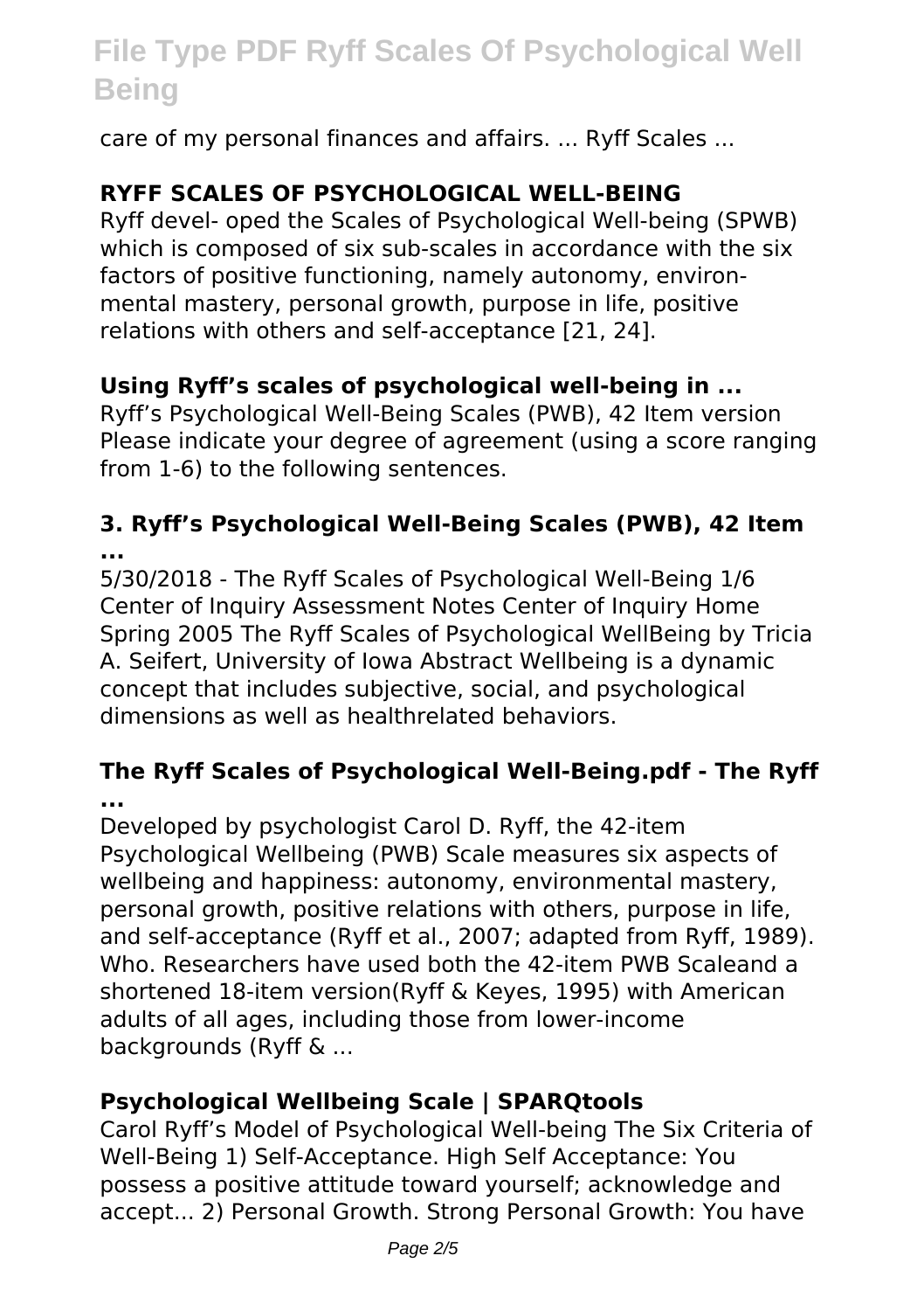care of my personal finances and affairs. ... Ryff Scales ...

## RYFF SCALES OF PSYCHOLOGICAL WELL-BEING

Ryff devel- oped the Scales of Psychological Well-being (SPWB) which is composed of six sub-scales in accordance with the six factors of positive functioning, namely autonomy, environ- mental mastery, personal growth, purpose in life, positive relations with others and self-acceptance [21, 24].

## Using Ryff's scales of psychological well-being in ...

Ryff's Psychological Well-Being Scales (PWB), 42 Item version Please indicate your degree of agreement (using a score ranging from 1-6) to the following sentences.

## 3. Ryff's Psychological Well-Being Scales (PWB), 42 Item ...

5/30/2018 - The Ryff Scales of Psychological Well-Being 1/6 Center of Inquiry Assessment Notes Center of Inquiry Home Spring 2005 The Ryff Scales of Psychological WellBeing by Tricia A. Seifert, University of Iowa Abstract Wellbeing is a dynamic concept that includes subjective, social, and psychological dimensions as well as healthrelated behaviors.

## The Ryff Scales of Psychological Well-Being.pdf - The Ryff ...

Developed by psychologist Carol D. Ryff, the 42-item Psychological Wellbeing (PWB) Scale measures six aspects of wellbeing and happiness: autonomy, environmental mastery, personal growth, positive relations with others, purpose in life, and self-acceptance (Ryff et al., 2007; adapted from Ryff, 1989). Who. Researchers have used both the 42-item PWB Scaleand a shortened 18-item version(Ryff & Keyes, 1995) with American adults of all ages, including those from lower-income backgrounds (Ryff & ...

## Psychological Wellbeing Scale | SPARQtools

Carol Ryff's Model of Psychological Well-being The Six Criteria of Well-Being 1) Self-Acceptance. High Self Acceptance: You possess a positive attitude toward yourself; acknowledge and accept... 2) Personal Growth. Strong Personal Growth: You have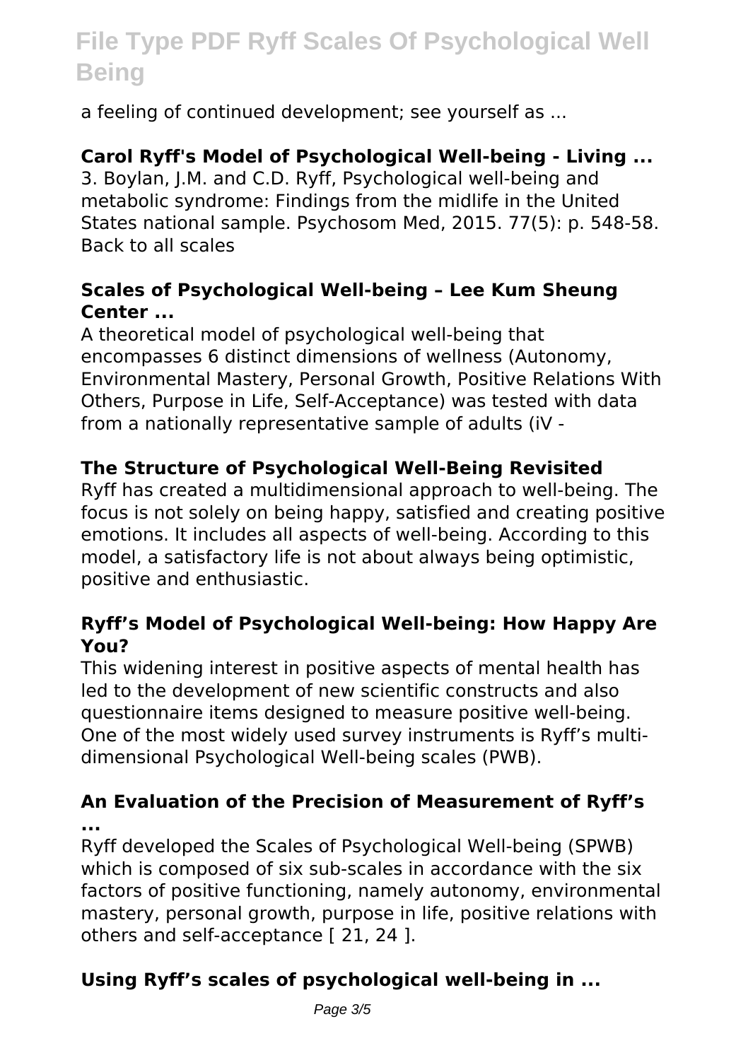a feeling of continued development; see yourself as ...

### Carol Ryff's Model of Psychological Well-being - Living ...

3. Boylan, J.M. and C.D. Ryff, Psychological well-being and metabolic syndrome: Findings from the midlife in the United States national sample. Psychosom Med, 2015. 77(5): p. 548-58. Back to all scales

### Scales of Psychological Well-being – Lee Kum Sheung Center ...

A theoretical model of psychological well-being that encompasses 6 distinct dimensions of wellness (Autonomy, Environmental Mastery, Personal Growth, Positive Relations With Others, Purpose in Life, Self-Acceptance) was tested with data from a nationally representative sample of adults (iV -

### The Structure of Psychological Well-Being Revisited

Ryff has created a multidimensional approach to well-being. The focus is not solely on being happy, satisfied and creating positive emotions. It includes all aspects of well-being. According to this model, a satisfactory life is not about always being optimistic, positive and enthusiastic.

### Ryff's Model of Psychological Well-being: How Happy Are You?

This widening interest in positive aspects of mental health has led to the development of new scientific constructs and also questionnaire items designed to measure positive well-being. One of the most widely used survey instruments is Ryff's multi-dimensional Psychological Well-being scales (PWB).

### An Evaluation of the Precision of Measurement of Ryff's ...

Ryff developed the Scales of Psychological Well-being (SPWB) which is composed of six sub-scales in accordance with the six factors of positive functioning, namely autonomy, environmental mastery, personal growth, purpose in life, positive relations with others and self-acceptance [ 21, 24 ].

### Using Ryff's scales of psychological well-being in ...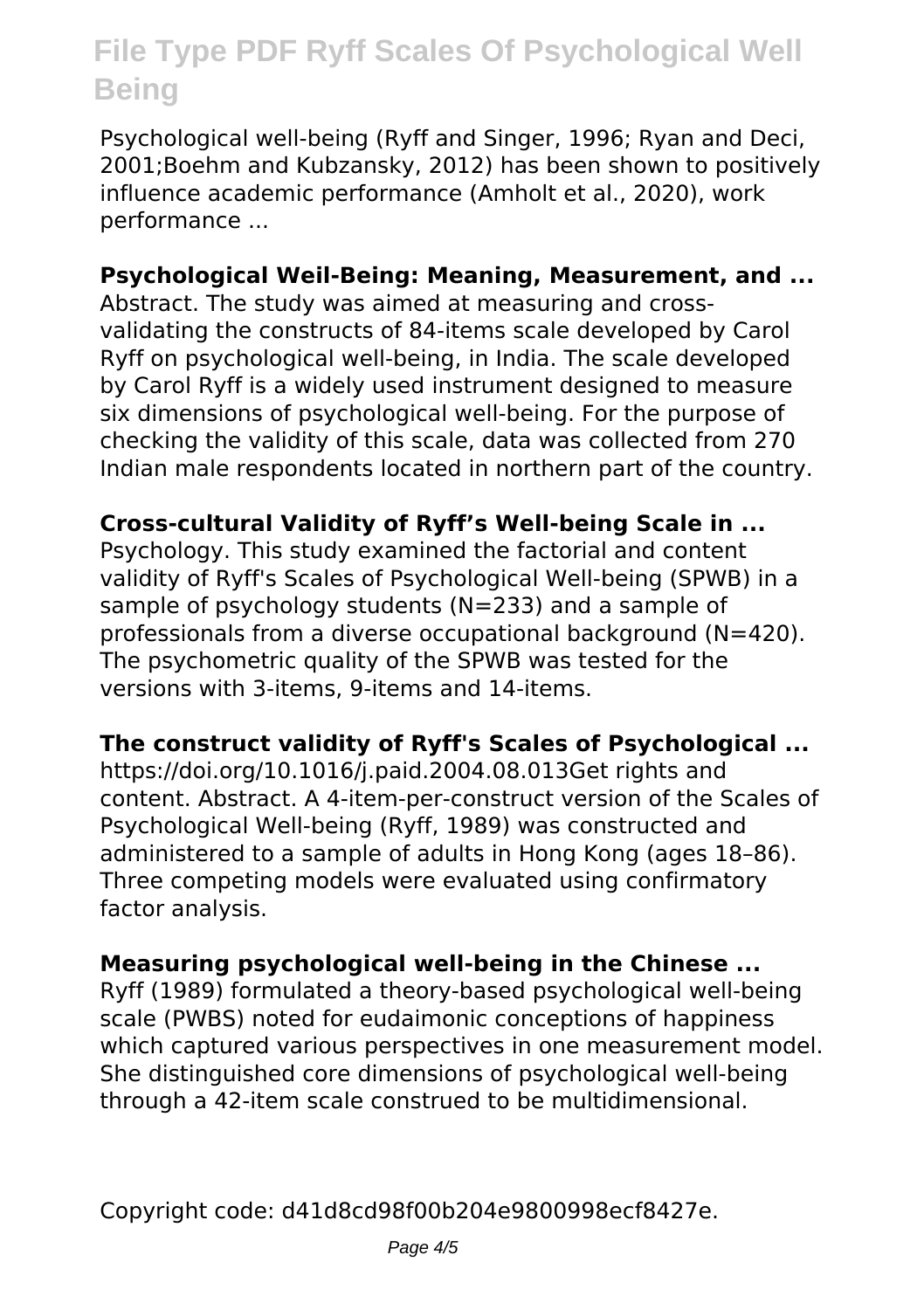Psychological well-being (Ryff and Singer, 1996; Ryan and Deci, 2001;Boehm and Kubzansky, 2012) has been shown to positively influence academic performance (Amholt et al., 2020), work performance ...

**Psychological Weil-Being: Meaning, Measurement, and ...**

Abstract. The study was aimed at measuring and cross-validating the constructs of 84-items scale developed by Carol Ryff on psychological well-being, in India. The scale developed by Carol Ryff is a widely used instrument designed to measure six dimensions of psychological well-being. For the purpose of checking the validity of this scale, data was collected from 270 Indian male respondents located in northern part of the country.

**Cross-cultural Validity of Ryff's Well-being Scale in ...**

Psychology. This study examined the factorial and content validity of Ryff's Scales of Psychological Well-being (SPWB) in a sample of psychology students (N=233) and a sample of professionals from a diverse occupational background (N=420). The psychometric quality of the SPWB was tested for the versions with 3-items, 9-items and 14-items.

**The construct validity of Ryff's Scales of Psychological ...**

https://doi.org/10.1016/j.paid.2004.08.013Get rights and content. Abstract. A 4-item-per-construct version of the Scales of Psychological Well-being (Ryff, 1989) was constructed and administered to a sample of adults in Hong Kong (ages 18–86). Three competing models were evaluated using confirmatory factor analysis.

**Measuring psychological well-being in the Chinese ...**

Ryff (1989) formulated a theory-based psychological well-being scale (PWBS) noted for eudaimonic conceptions of happiness which captured various perspectives in one measurement model. She distinguished core dimensions of psychological well-being through a 42-item scale construed to be multidimensional.

Copyright code: d41d8cd98f00b204e9800998ecf8427e.